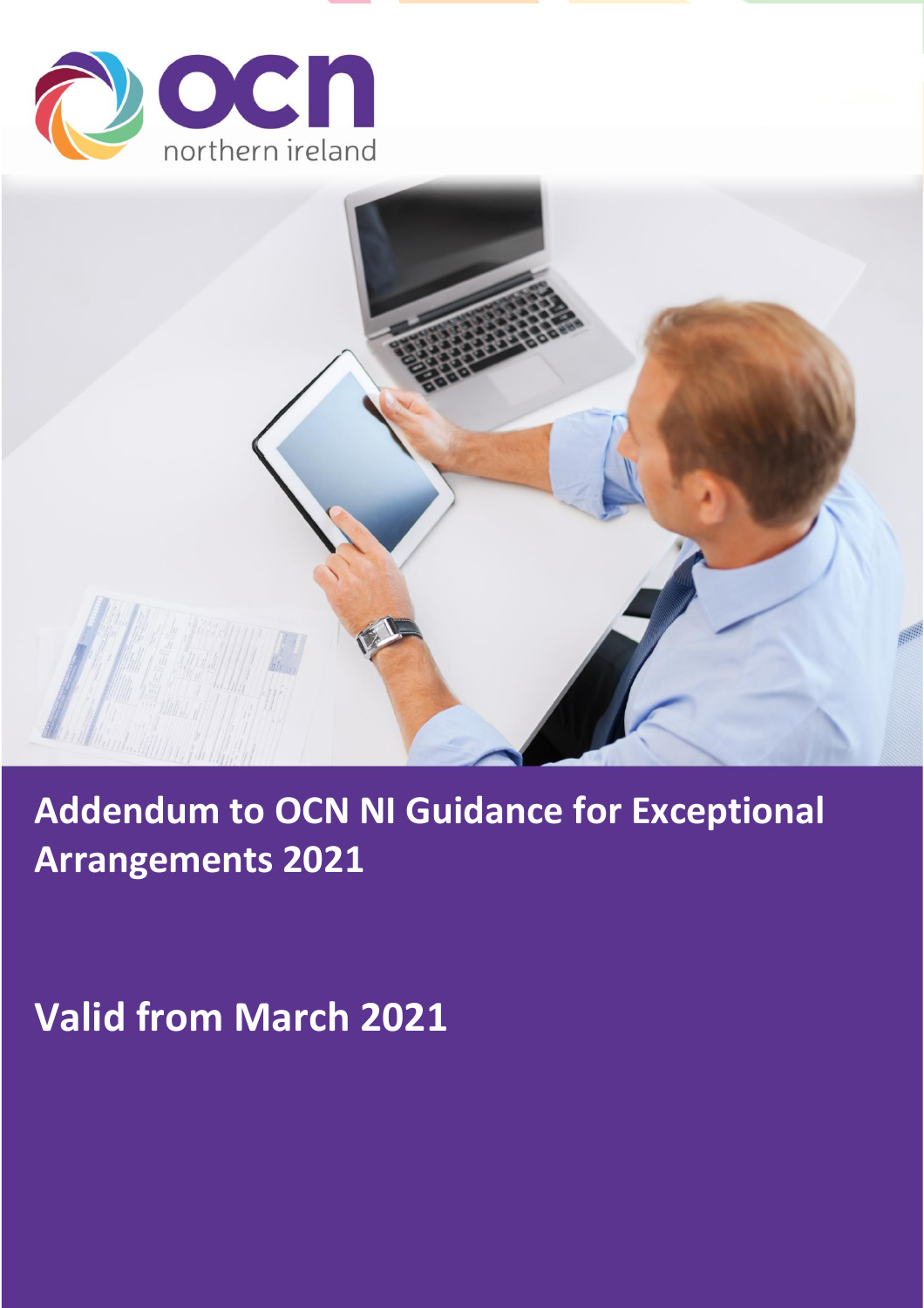ocn northern ireland

# Addendum to OCN NI Guidance for Exceptional Arrangements 2021

## Valid from March 2021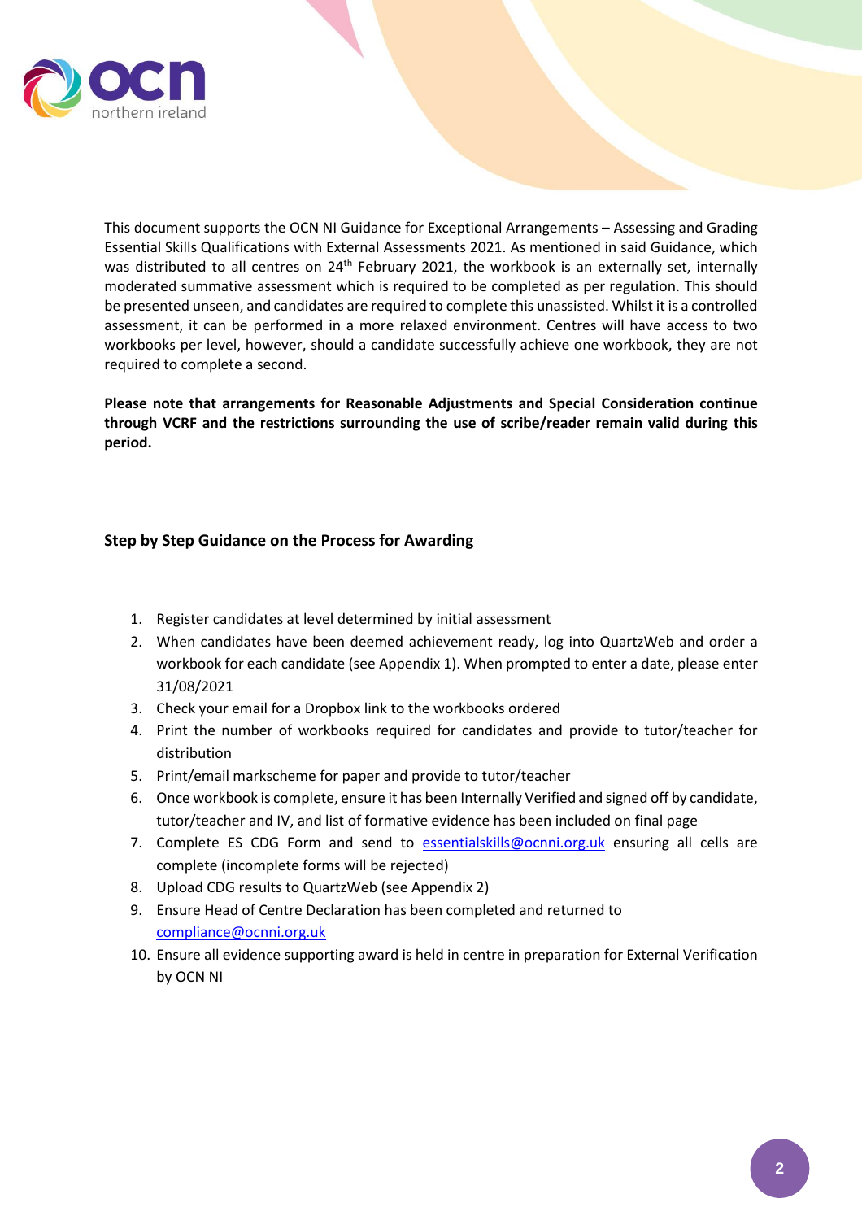This document supports the OCN NI Guidance for Exceptional Arrangements – Assessing and Grading Essential Skills Qualifications with External Assessments 2021. As mentioned in said Guidance, which was distributed to all centres on 24th February 2021, the workbook is an externally set, internally moderated summative assessment which is required to be completed as per regulation. This should be presented unseen, and candidates are required to complete this unassisted. Whilst it is a controlled assessment, it can be performed in a more relaxed environment. Centres will have access to two workbooks per level, however, should a candidate successfully achieve one workbook, they are not required to complete a second.

**Please note that arrangements for Reasonable Adjustments and Special Consideration continue through VCRF and the restrictions surrounding the use of scribe/reader remain valid during this period.**

## Step by Step Guidance on the Process for Awarding

1. Register candidates at level determined by initial assessment
2. When candidates have been deemed achievement ready, log into QuartzWeb and order a workbook for each candidate (see Appendix 1). When prompted to enter a date, please enter 31/08/2021
3. Check your email for a Dropbox link to the workbooks ordered
4. Print the number of workbooks required for candidates and provide to tutor/teacher for distribution
5. Print/email markscheme for paper and provide to tutor/teacher
6. Once workbook is complete, ensure it has been Internally Verified and signed off by candidate, tutor/teacher and IV, and list of formative evidence has been included on final page
7. Complete ES CDG Form and send to essentialskills@ocnni.org.uk ensuring all cells are complete (incomplete forms will be rejected)
8. Upload CDG results to QuartzWeb (see Appendix 2)
9. Ensure Head of Centre Declaration has been completed and returned to compliance@ocnni.org.uk
10. Ensure all evidence supporting award is held in centre in preparation for External Verification by OCN NI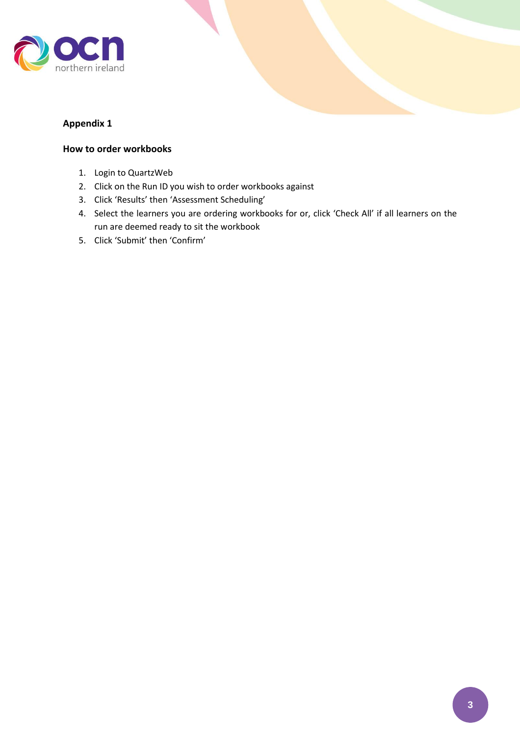## Appendix 1

### How to order workbooks

1. Login to QuartzWeb
2. Click on the Run ID you wish to order workbooks against
3. Click 'Results' then 'Assessment Scheduling'
4. Select the learners you are ordering workbooks for or, click 'Check All' if all learners on the run are deemed ready to sit the workbook
5. Click 'Submit' then 'Confirm'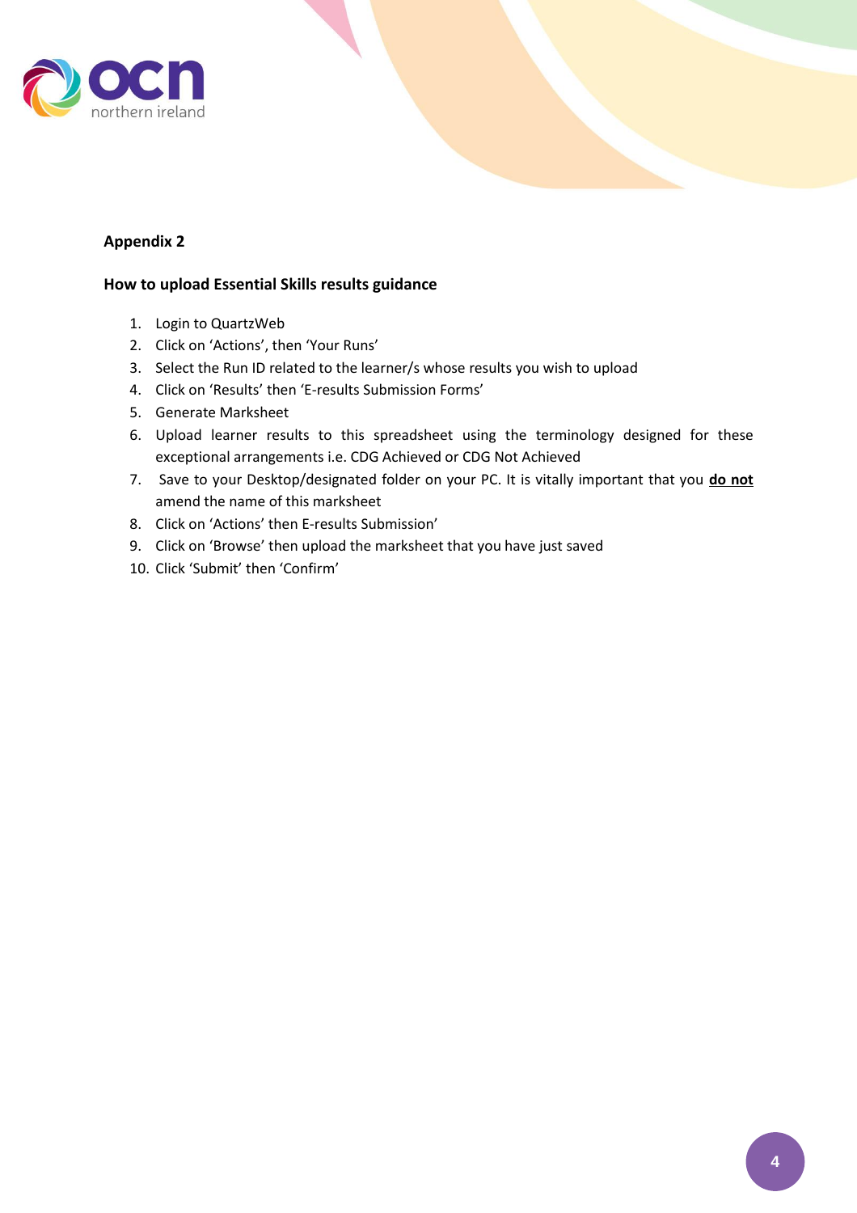**Appendix 2**

**How to upload Essential Skills results guidance**

1. Login to QuartzWeb
2. Click on 'Actions', then 'Your Runs'
3. Select the Run ID related to the learner/s whose results you wish to upload
4. Click on 'Results' then 'E-results Submission Forms'
5. Generate Marksheet
6. Upload learner results to this spreadsheet using the terminology designed for these exceptional arrangements i.e. CDG Achieved or CDG Not Achieved
7. Save to your Desktop/designated folder on your PC. It is vitally important that you **do not** amend the name of this marksheet
8. Click on 'Actions' then E-results Submission'
9. Click on 'Browse' then upload the marksheet that you have just saved
10. Click 'Submit' then 'Confirm'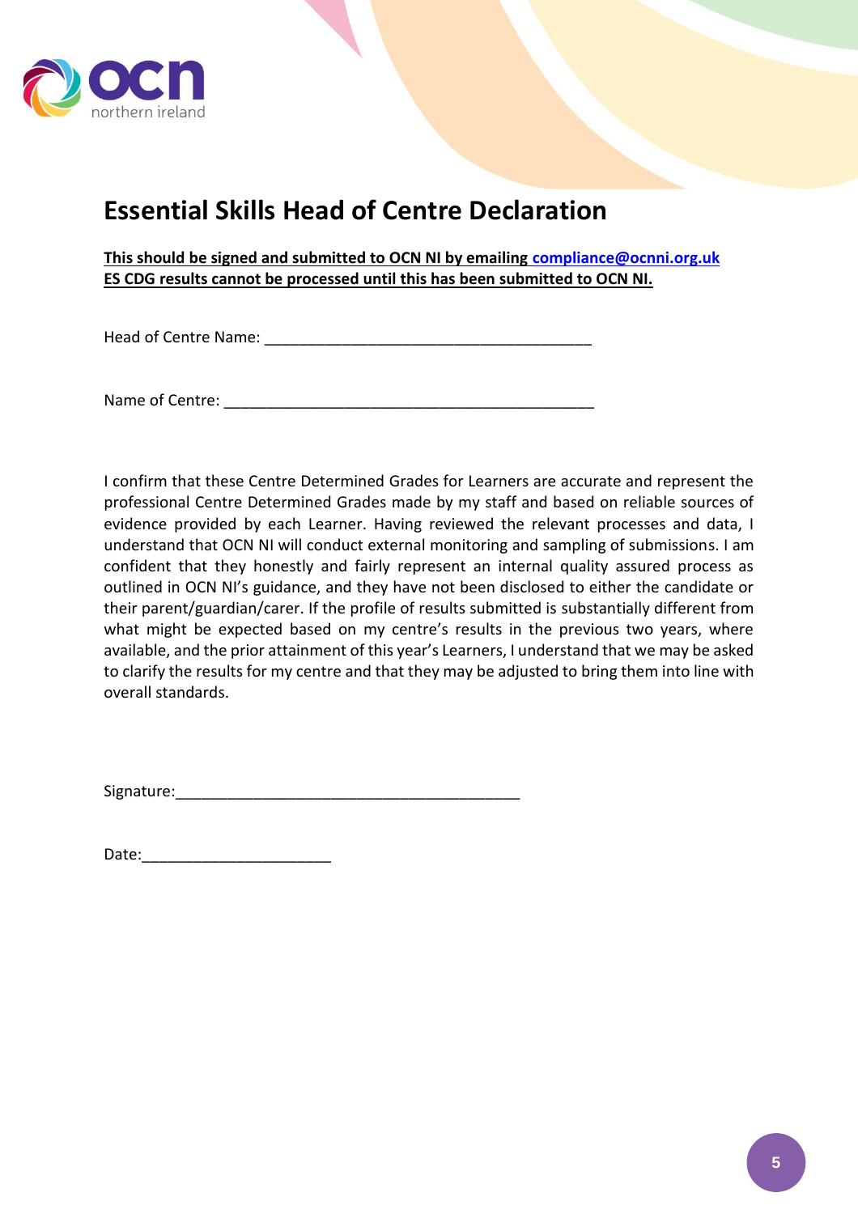# Essential Skills Head of Centre Declaration

**This should be signed and submitted to OCN NI by emailing compliance@ocnni.org.uk**
**ES CDG results cannot be processed until this has been submitted to OCN NI.**

Head of Centre Name: ________________________________________

Name of Centre: ______________________________________________

I confirm that these Centre Determined Grades for Learners are accurate and represent the professional Centre Determined Grades made by my staff and based on reliable sources of evidence provided by each Learner. Having reviewed the relevant processes and data, I understand that OCN NI will conduct external monitoring and sampling of submissions. I am confident that they honestly and fairly represent an internal quality assured process as outlined in OCN NI's guidance, and they have not been disclosed to either the candidate or their parent/guardian/carer. If the profile of results submitted is substantially different from what might be expected based on my centre's results in the previous two years, where available, and the prior attainment of this year's Learners, I understand that we may be asked to clarify the results for my centre and that they may be adjusted to bring them into line with overall standards.

Signature:__________________________________________

Date:______________________